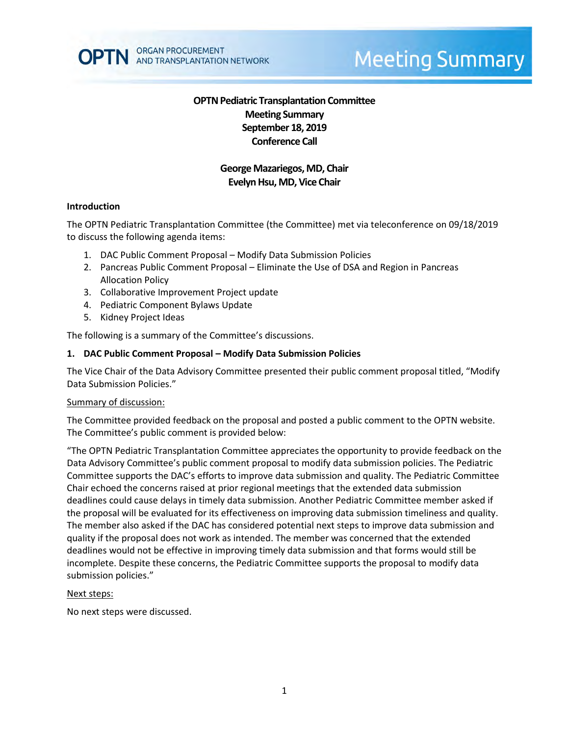# OPTN Pediatric Transplantation Committee
## Meeting Summary
## September 18, 2019
## Conference Call

**George Mazariegos, MD, Chair**
**Evelyn Hsu, MD, Vice Chair**

### Introduction

The OPTN Pediatric Transplantation Committee (the Committee) met via teleconference on 09/18/2019 to discuss the following agenda items:

1. DAC Public Comment Proposal – Modify Data Submission Policies
2. Pancreas Public Comment Proposal – Eliminate the Use of DSA and Region in Pancreas Allocation Policy
3. Collaborative Improvement Project update
4. Pediatric Component Bylaws Update
5. Kidney Project Ideas

The following is a summary of the Committee's discussions.

### 1. DAC Public Comment Proposal – Modify Data Submission Policies

The Vice Chair of the Data Advisory Committee presented their public comment proposal titled, "Modify Data Submission Policies."

Summary of discussion:

The Committee provided feedback on the proposal and posted a public comment to the OPTN website. The Committee's public comment is provided below:

"The OPTN Pediatric Transplantation Committee appreciates the opportunity to provide feedback on the Data Advisory Committee's public comment proposal to modify data submission policies. The Pediatric Committee supports the DAC's efforts to improve data submission and quality. The Pediatric Committee Chair echoed the concerns raised at prior regional meetings that the extended data submission deadlines could cause delays in timely data submission. Another Pediatric Committee member asked if the proposal will be evaluated for its effectiveness on improving data submission timeliness and quality. The member also asked if the DAC has considered potential next steps to improve data submission and quality if the proposal does not work as intended. The member was concerned that the extended deadlines would not be effective in improving timely data submission and that forms would still be incomplete. Despite these concerns, the Pediatric Committee supports the proposal to modify data submission policies."

Next steps:

No next steps were discussed.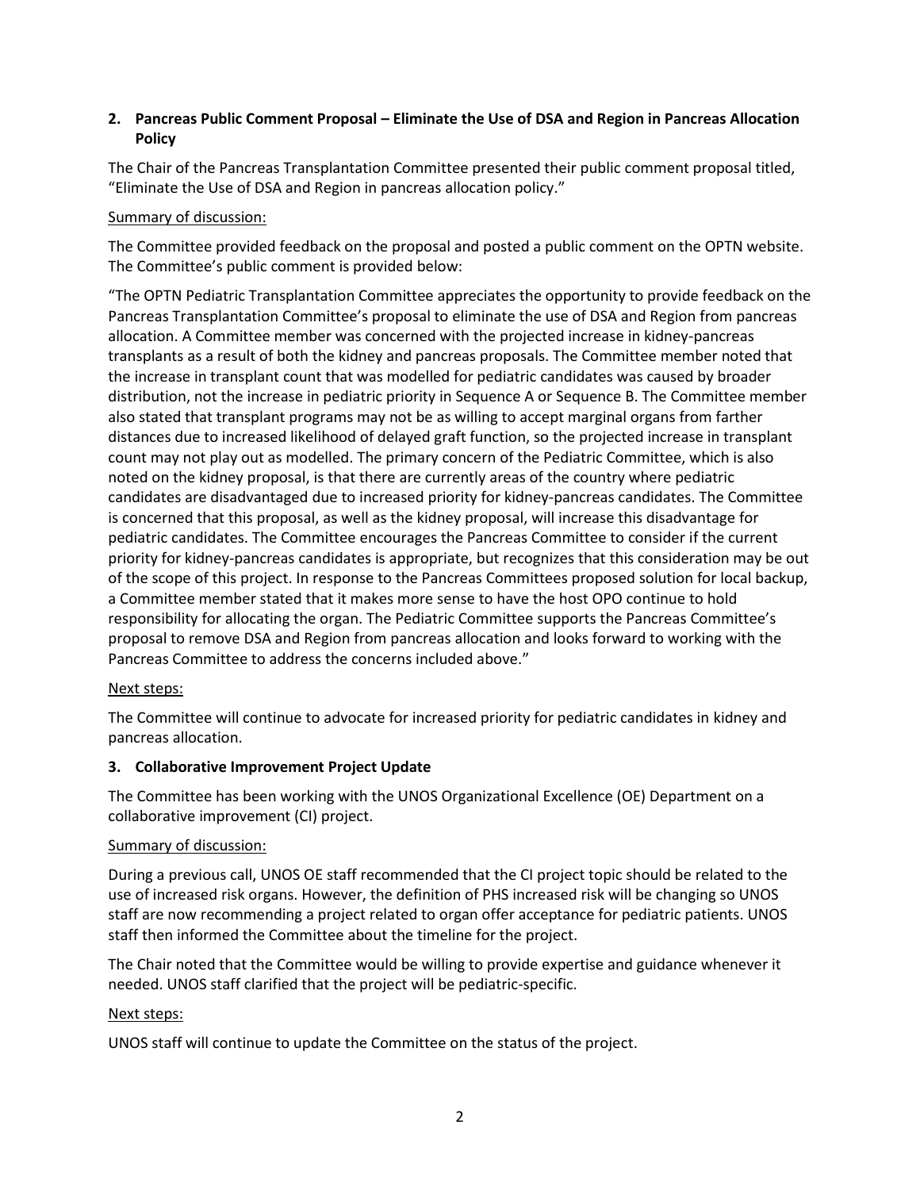**2. Pancreas Public Comment Proposal – Eliminate the Use of DSA and Region in Pancreas Allocation Policy**

The Chair of the Pancreas Transplantation Committee presented their public comment proposal titled, "Eliminate the Use of DSA and Region in pancreas allocation policy."

Summary of discussion:

The Committee provided feedback on the proposal and posted a public comment on the OPTN website. The Committee's public comment is provided below:

"The OPTN Pediatric Transplantation Committee appreciates the opportunity to provide feedback on the Pancreas Transplantation Committee's proposal to eliminate the use of DSA and Region from pancreas allocation. A Committee member was concerned with the projected increase in kidney-pancreas transplants as a result of both the kidney and pancreas proposals. The Committee member noted that the increase in transplant count that was modelled for pediatric candidates was caused by broader distribution, not the increase in pediatric priority in Sequence A or Sequence B. The Committee member also stated that transplant programs may not be as willing to accept marginal organs from farther distances due to increased likelihood of delayed graft function, so the projected increase in transplant count may not play out as modelled. The primary concern of the Pediatric Committee, which is also noted on the kidney proposal, is that there are currently areas of the country where pediatric candidates are disadvantaged due to increased priority for kidney-pancreas candidates. The Committee is concerned that this proposal, as well as the kidney proposal, will increase this disadvantage for pediatric candidates. The Committee encourages the Pancreas Committee to consider if the current priority for kidney-pancreas candidates is appropriate, but recognizes that this consideration may be out of the scope of this project. In response to the Pancreas Committees proposed solution for local backup, a Committee member stated that it makes more sense to have the host OPO continue to hold responsibility for allocating the organ. The Pediatric Committee supports the Pancreas Committee's proposal to remove DSA and Region from pancreas allocation and looks forward to working with the Pancreas Committee to address the concerns included above."

Next steps:

The Committee will continue to advocate for increased priority for pediatric candidates in kidney and pancreas allocation.

**3. Collaborative Improvement Project Update**

The Committee has been working with the UNOS Organizational Excellence (OE) Department on a collaborative improvement (CI) project.

Summary of discussion:

During a previous call, UNOS OE staff recommended that the CI project topic should be related to the use of increased risk organs. However, the definition of PHS increased risk will be changing so UNOS staff are now recommending a project related to organ offer acceptance for pediatric patients. UNOS staff then informed the Committee about the timeline for the project.

The Chair noted that the Committee would be willing to provide expertise and guidance whenever it needed. UNOS staff clarified that the project will be pediatric-specific.

Next steps:

UNOS staff will continue to update the Committee on the status of the project.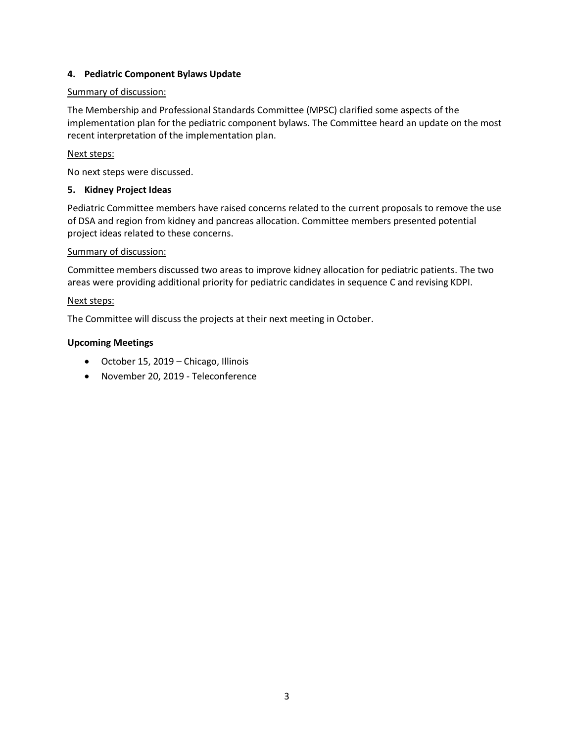### 4. Pediatric Component Bylaws Update

Summary of discussion:

The Membership and Professional Standards Committee (MPSC) clarified some aspects of the implementation plan for the pediatric component bylaws. The Committee heard an update on the most recent interpretation of the implementation plan.

Next steps:

No next steps were discussed.

### 5. Kidney Project Ideas

Pediatric Committee members have raised concerns related to the current proposals to remove the use of DSA and region from kidney and pancreas allocation. Committee members presented potential project ideas related to these concerns.

Summary of discussion:

Committee members discussed two areas to improve kidney allocation for pediatric patients. The two areas were providing additional priority for pediatric candidates in sequence C and revising KDPI.

Next steps:

The Committee will discuss the projects at their next meeting in October.

## Upcoming Meetings

- October 15, 2019 – Chicago, Illinois
- November 20, 2019 - Teleconference